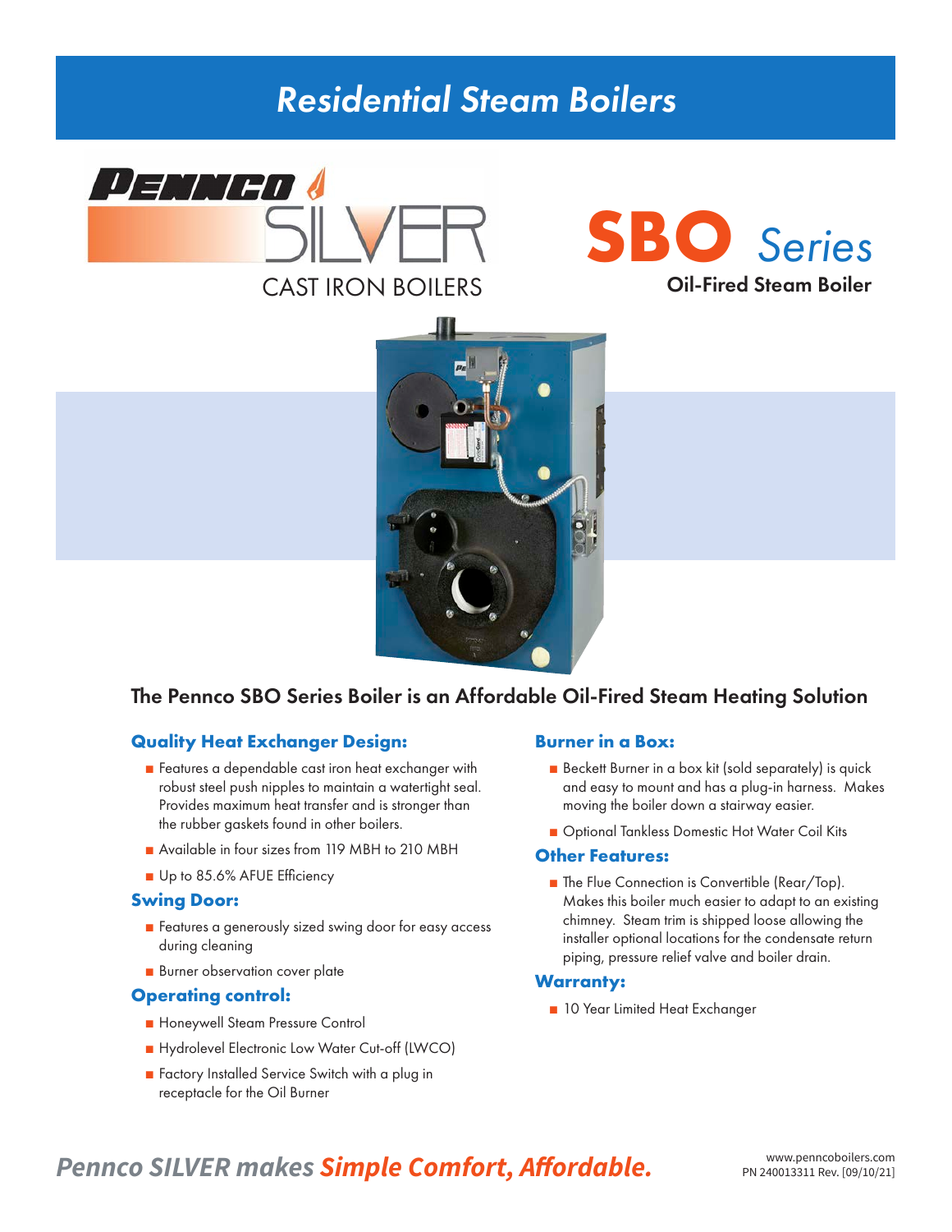# Residential Steam Boilers

PENNCO SILVER

CAST IRON BOILERS

## SBO Series

**Oil-Fired Steam Boiler**

## The Pennco SBO Series Boiler is an Affordable Oil-Fired Steam Heating Solution

### Quality Heat Exchanger Design:

- Features a dependable cast iron heat exchanger with robust steel push nipples to maintain a watertight seal. Provides maximum heat transfer and is stronger than the rubber gaskets found in other boilers.
- Available in four sizes from 119 MBH to 210 MBH
- Up to 85.6% AFUE Efficiency

### Swing Door:

- Features a generously sized swing door for easy access during cleaning
- Burner observation cover plate

### Operating control:

- Honeywell Steam Pressure Control
- Hydrolevel Electronic Low Water Cut-off (LWCO)
- Factory Installed Service Switch with a plug in receptacle for the Oil Burner

### Burner in a Box:

- Beckett Burner in a box kit (sold separately) is quick and easy to mount and has a plug-in harness. Makes moving the boiler down a stairway easier.
- Optional Tankless Domestic Hot Water Coil Kits

### Other Features:

- The Flue Connection is Convertible (Rear/Top). Makes this boiler much easier to adapt to an existing chimney. Steam trim is shipped loose allowing the installer optional locations for the condensate return piping, pressure relief valve and boiler drain.

### Warranty:

- 10 Year Limited Heat Exchanger

*Pennco SILVER makes **Simple Comfort, Affordable.***

www.penncoboilers.com
PN 240013311 Rev. [09/10/21]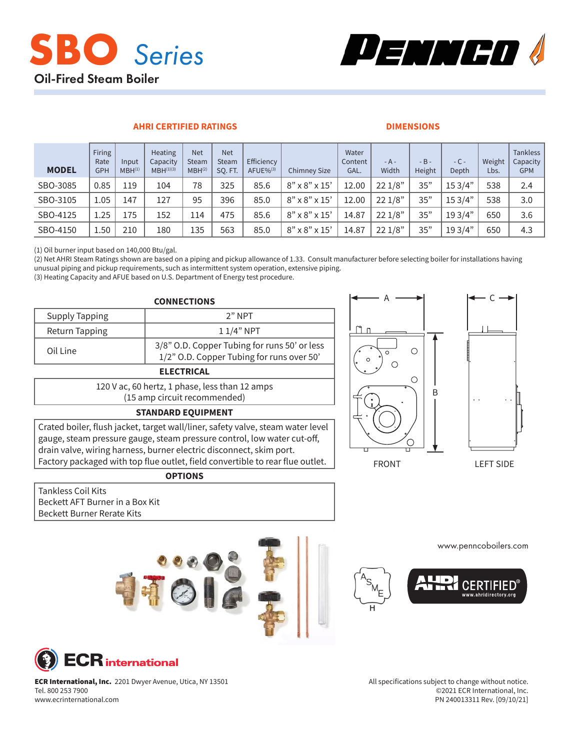# SBO Series

## Oil-Fired Steam Boiler

PENNCO

| | AHRI CERTIFIED RATINGS | | | | | | | DIMENSIONS | | | | | |
|---|---|---|---|---|---|---|---|---|---|---|---|---|---|
| MODEL | Firing Rate GPH | Input MBH[1] | Heating Capacity MBH[1][3] | Net Steam MBH[2] | Net Steam SQ. FT. | Efficiency AFUE%[3] | Chimney Size | Water Content GAL. | - A - Width | - B - Height | - C - Depth | Weight Lbs. | Tankless Capacity GPM |
| SBO-3085 | 0.85 | 119 | 104 | 78 | 325 | 85.6 | 8” x 8” x 15’ | 12.00 | 22 1/8” | 35” | 15 3/4” | 538 | 2.4 |
| SBO-3105 | 1.05 | 147 | 127 | 95 | 396 | 85.0 | 8” x 8” x 15’ | 12.00 | 22 1/8” | 35” | 15 3/4” | 538 | 3.0 |
| SBO-4125 | 1.25 | 175 | 152 | 114 | 475 | 85.6 | 8” x 8” x 15’ | 14.87 | 22 1/8” | 35” | 19 3/4” | 650 | 3.6 |
| SBO-4150 | 1.50 | 210 | 180 | 135 | 563 | 85.0 | 8” x 8” x 15’ | 14.87 | 22 1/8” | 35” | 19 3/4” | 650 | 4.3 |

(1) Oil burner input based on 140,000 Btu/gal.
(2) Net AHRI Steam Ratings shown are based on a piping and pickup allowance of 1.33. Consult manufacturer before selecting boiler for installations having unusual piping and pickup requirements, such as intermittent system operation, extensive piping.
(3) Heating Capacity and AFUE based on U.S. Department of Energy test procedure.

### CONNECTIONS

| | |
|---|---|
| Supply Tapping | 2” NPT |
| Return Tapping | 1 1/4” NPT |
| Oil Line | 3/8” O.D. Copper Tubing for runs 50’ or less<br>1/2” O.D. Copper Tubing for runs over 50’ |

### ELECTRICAL

120 V ac, 60 hertz, 1 phase, less than 12 amps
(15 amp circuit recommended)

### STANDARD EQUIPMENT

Crated boiler, flush jacket, target wall/liner, safety valve, steam water level gauge, steam pressure gauge, steam pressure control, low water cut-off, drain valve, wiring harness, burner electric disconnect, skim port.
Factory packaged with top flue outlet, field convertible to rear flue outlet.

### OPTIONS

Tankless Coil Kits
Beckett AFT Burner in a Box Kit
Beckett Burner Rerate Kits

A
B
C
FRONT
LEFT SIDE

www.penncoboilers.com

ASME H

AHRI CERTIFIED® www.ahridirectory.org

ECR international

**ECR International, Inc.** 2201 Dwyer Avenue, Utica, NY 13501
Tel. 800 253 7900
www.ecrinternational.com

All specifications subject to change without notice.
©2021 ECR International, Inc.
PN 240013311 Rev. [09/10/21]